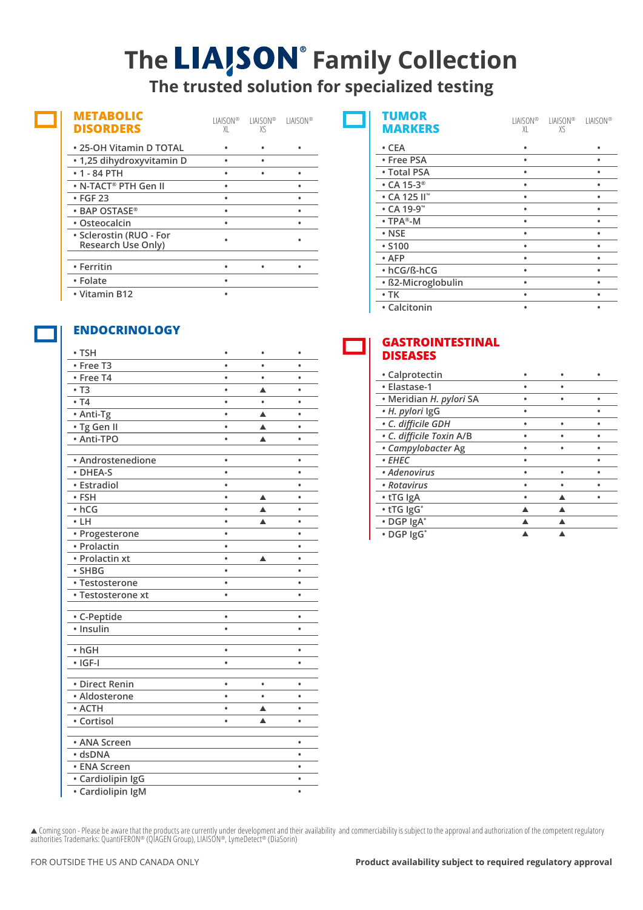# The LIAISON® Family Collection

## The trusted solution for specialized testing

### METABOLIC DISORDERS

| | LIAISON® XL | LIAISON® XS | LIAISON® |
|---|---|---|---|
| • 25-OH Vitamin D TOTAL | • | • | • |
| • 1,25 dihydroxyvitamin D | • | • | |
| • 1 - 84 PTH | • | • | • |
| • N-TACT® PTH Gen II | • | | • |
| • FGF 23 | • | | • |
| • BAP OSTASE® | • | | • |
| • Osteocalcin | • | | • |
| • Sclerostin (RUO - For Research Use Only) | • | | • |
| • Ferritin | • | • | • |
| • Folate | • | | |
| • Vitamin B12 | • | | |

### ENDOCRINOLOGY

| | LIAISON® XL | LIAISON® XS | LIAISON® |
|---|---|---|---|
| • TSH | • | • | • |
| • Free T3 | • | • | • |
| • Free T4 | • | • | • |
| • T3 | • | ▲ | • |
| • T4 | • | • | • |
| • Anti-Tg | • | ▲ | • |
| • Tg Gen II | • | ▲ | • |
| • Anti-TPO | • | ▲ | • |
| • Androstenedione | • | | • |
| • DHEA-S | • | | • |
| • Estradiol | • | | • |
| • FSH | • | ▲ | • |
| • hCG | • | ▲ | • |
| • LH | • | ▲ | • |
| • Progesterone | • | | • |
| • Prolactin | • | | • |
| • Prolactin xt | • | ▲ | • |
| • SHBG | • | | • |
| • Testosterone | • | | • |
| • Testosterone xt | • | | • |
| • C-Peptide | • | | • |
| • Insulin | • | | • |
| • hGH | • | | • |
| • IGF-I | • | | • |
| • Direct Renin | • | • | • |
| • Aldosterone | • | • | • |
| • ACTH | • | ▲ | • |
| • Cortisol | • | ▲ | • |
| • ANA Screen | | | • |
| • dsDNA | | | • |
| • ENA Screen | | | • |
| • Cardiolipin IgG | | | • |
| • Cardiolipin IgM | | | • |

### TUMOR MARKERS

| | LIAISON® XL | LIAISON® XS | LIAISON® |
|---|---|---|---|
| • CEA | • | | • |
| • Free PSA | • | | • |
| • Total PSA | • | | • |
| • CA 15-3® | • | | • |
| • CA 125 II™ | • | | • |
| • CA 19-9™ | • | | • |
| • TPA®-M | • | | • |
| • NSE | • | | • |
| • S100 | • | | • |
| • AFP | • | | • |
| • hCG/ß-hCG | • | | • |
| • ß2-Microglobulin | • | | • |
| • TK | • | | • |
| • Calcitonin | • | | • |

### GASTROINTESTINAL DISEASES

| | LIAISON® XL | LIAISON® XS | LIAISON® |
|---|---|---|---|
| • Calprotectin | • | • | • |
| • Elastase-1 | • | • | |
| • Meridian *H. pylori* SA | • | • | • |
| • *H. pylori* IgG | • | | • |
| • *C. difficile GDH* | • | • | • |
| • *C. difficile Toxin A/B* | • | • | • |
| • *Campylobacter Ag* | • | • | • |
| • *EHEC* | • | | • |
| • *Adenovirus* | • | • | • |
| • *Rotavirus* | • | • | • |
| • tTG IgA | • | ▲ | • |
| • tTG IgG* | ▲ | ▲ | |
| • DGP IgA* | ▲ | ▲ | |
| • DGP IgG* | ▲ | ▲ | |

▲ Coming soon - Please be aware that the products are currently under development and their availability and commerciability is subject to the approval and authorization of the competent regulatory authorities Trademarks: QuantiFERON® (QIAGEN Group), LIAISON®, LymeDetect® (DiaSorin)

FOR OUTSIDE THE US AND CANADA ONLY

**Product availability subject to required regulatory approval**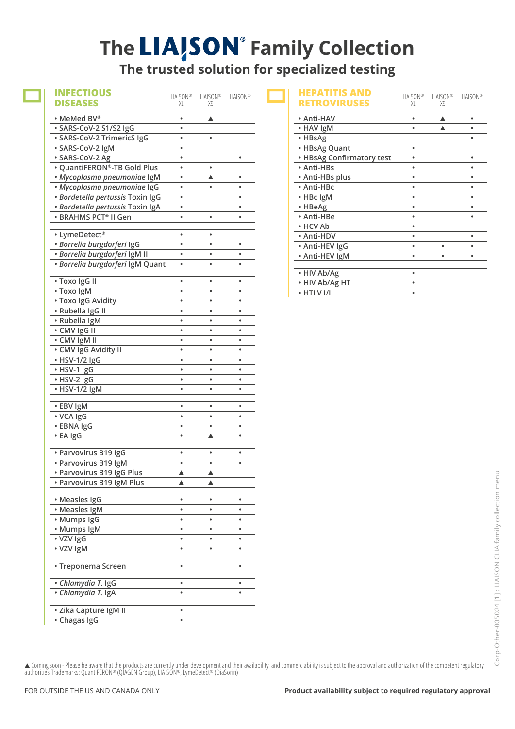# The LIAISON® Family Collection

## The trusted solution for specialized testing

### INFECTIOUS DISEASES

| | LIAISON® XL | LIAISON® XS | LIAISON® |
|---|---|---|---|
| • MeMed BV® | • | ▲ | |
| • SARS-CoV-2 S1/S2 IgG | • | | |
| • SARS-CoV-2 TrimericS IgG | • | • | |
| • SARS-CoV-2 IgM | • | | |
| • SARS-CoV-2 Ag | • | | • |
| • QuantiFERON®-TB Gold Plus | • | • | |
| • *Mycoplasma pneumoniae* IgM | • | ▲ | • |
| • *Mycoplasma pneumoniae* IgG | • | • | • |
| • *Bordetella pertussis* Toxin IgG | • | | • |
| • *Bordetella pertussis* Toxin IgA | • | | • |
| • BRAHMS PCT® II Gen | • | • | • |
| • LymeDetect® | • | • | |
| • *Borrelia burgdorferi* IgG | • | • | • |
| • *Borrelia burgdorferi* IgM II | • | • | • |
| • *Borrelia burgdorferi* IgM Quant | • | • | • |
| • Toxo IgG II | • | • | • |
| • Toxo IgM | • | • | • |
| • Toxo IgG Avidity | • | • | • |
| • Rubella IgG II | • | • | • |
| • Rubella IgM | • | • | • |
| • CMV IgG II | • | • | • |
| • CMV IgM II | • | • | • |
| • CMV IgG Avidity II | • | • | • |
| • HSV-1/2 IgG | • | • | • |
| • HSV-1 IgG | • | • | • |
| • HSV-2 IgG | • | • | • |
| • HSV-1/2 IgM | • | • | • |
| • EBV IgM | • | • | • |
| • VCA IgG | • | • | • |
| • EBNA IgG | • | • | • |
| • EA IgG | • | ▲ | • |
| • Parvovirus B19 IgG | • | • | • |
| • Parvovirus B19 IgM | • | • | • |
| • Parvovirus B19 IgG Plus | ▲ | ▲ | |
| • Parvovirus B19 IgM Plus | ▲ | ▲ | |
| • Measles IgG | • | • | • |
| • Measles IgM | • | • | • |
| • Mumps IgG | • | • | • |
| • Mumps IgM | • | • | • |
| • VZV IgG | • | • | • |
| • VZV IgM | • | • | • |
| • Treponema Screen | • | | • |
| • *Chlamydia T.* IgG | • | | • |
| • *Chlamydia T.* IgA | • | | • |
| • Zika Capture IgM II | • | | |
| • Chagas IgG | • | | |

### HEPATITIS AND RETROVIRUSES

| | LIAISON® XL | LIAISON® XS | LIAISON® |
|---|---|---|---|
| • Anti-HAV | • | ▲ | • |
| • HAV IgM | • | ▲ | • |
| • HBsAg | | | • |
| • HBsAg Quant | • | | |
| • HBsAg Confirmatory test | • | | • |
| • Anti-HBs | • | | • |
| • Anti-HBs plus | • | | • |
| • Anti-HBc | • | | • |
| • HBc IgM | • | | • |
| • HBeAg | • | | • |
| • Anti-HBe | • | | • |
| • HCV Ab | • | | |
| • Anti-HDV | • | | • |
| • Anti-HEV IgG | • | • | • |
| • Anti-HEV IgM | • | • | • |
| • HIV Ab/Ag | • | | |
| • HIV Ab/Ag HT | • | | |
| • HTLV I/II | • | | |

▲ Coming soon - Please be aware that the products are currently under development and their availability and commerciability is subject to the approval and authorization of the competent regulatory authorities Trademarks: QuantiFERON® (QIAGEN Group), LIAISON®, LymeDetect® (DiaSorin)

Corp-Other-005024 [1] : LIAISON CLIA family collection menu

FOR OUTSIDE THE US AND CANADA ONLY

**Product availability subject to required regulatory approval**